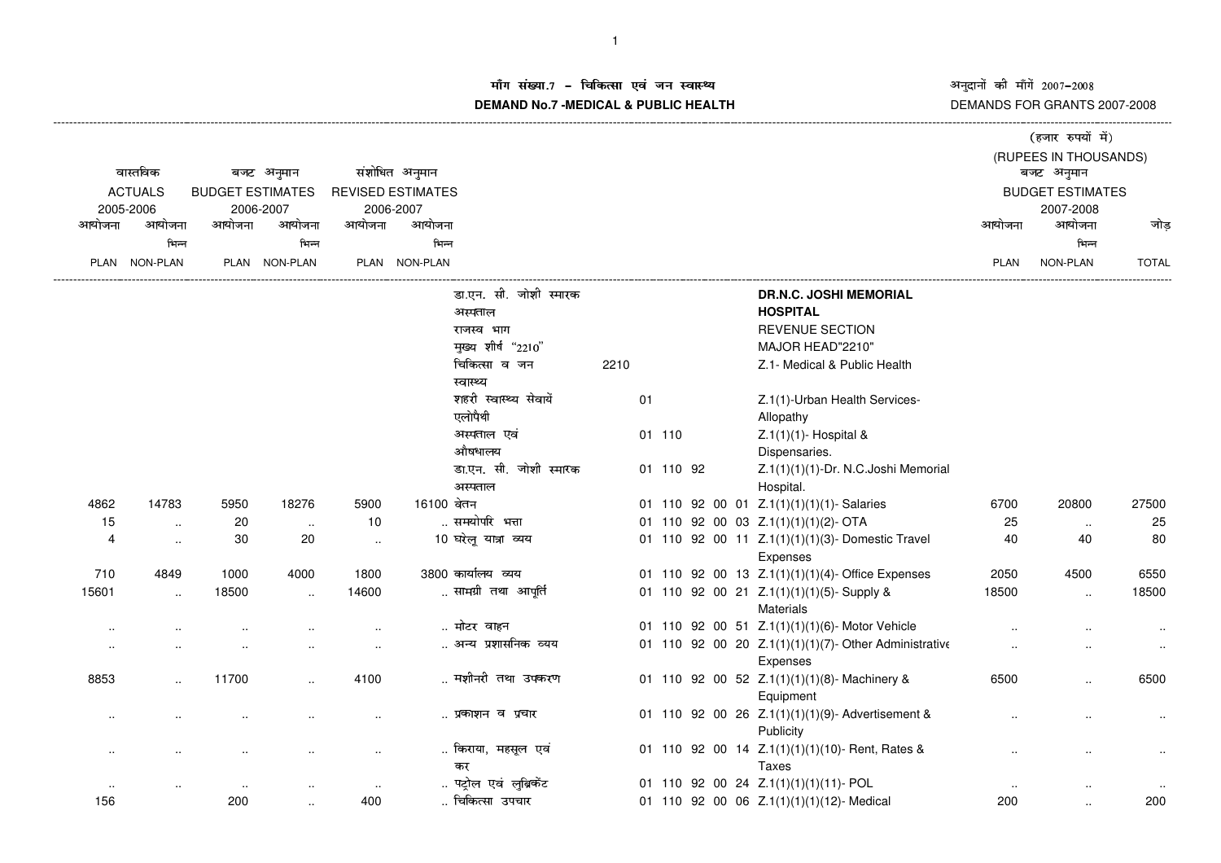# माँग संख्या.7 – चिकित्सा एवं जन स्वास्थ्य

**DEMAND No.7 -MEDICAL & PUBLIC HEALTH**

अनुदानों की माँगें 2007–2008

DEMANDS FOR GRANTS 2007-2008

(हजार रुपयों में)

(RUPEES IN THOUSANDS)

| वास्तविक ACTUALS 2005-2006 | | बजट अनुमान BUDGET ESTIMATES 2006-2007 | | संशोधित अनुमान REVISED ESTIMATES 2006-2007 | | | | | | बजट अनुमान BUDGET ESTIMATES 2007-2008 | | |
|---|---|---|---|---|---|---|---|---|---|---|---|---|
| आयोजना PLAN | आयोजना भिन्न NON-PLAN | आयोजना PLAN | आयोजना भिन्न NON-PLAN | आयोजना PLAN | आयोजना भिन्न NON-PLAN | | | | | आयोजना PLAN | आयोजना भिन्न NON-PLAN | जोड़ TOTAL |
| | | | | | | डा.एन. सी. जोशी स्मारक अस्पताल | | | **DR.N.C. JOSHI MEMORIAL HOSPITAL** | | | |
| | | | | | | राजस्व भाग | | | REVENUE SECTION | | | |
| | | | | | | मुख्य शीर्ष "2210" | | | MAJOR HEAD"2210" | | | |
| | | | | | | चिकित्सा व जन स्वास्थ्य | 2210 | | Z.1- Medical & Public Health | | | |
| | | | | | | शहरी स्वास्थ्य सेवायें एलोपैथी | | 01 | Z.1(1)-Urban Health Services-Allopathy | | | |
| | | | | | | अस्पताल एवं औषधालय | | 01 110 | Z.1(1)(1)- Hospital & Dispensaries. | | | |
| | | | | | | डा.एन. सी. जोशी स्मारक अस्पताल | | 01 110 92 | Z.1(1)(1)(1)-Dr. N.C.Joshi Memorial Hospital. | | | |
| 4862 | 14783 | 5950 | 18276 | 5900 | 16100 | वेतन | | 01 110 92 00 01 | Z.1(1)(1)(1)(1)- Salaries | 6700 | 20800 | 27500 |
| 15 | .. | 20 | .. | 10 | .. | समयोपरि भत्ता | | 01 110 92 00 03 | Z.1(1)(1)(1)(2)- OTA | 25 | .. | 25 |
| 4 | .. | 30 | 20 | .. | 10 | घरेलू यात्रा व्यय | | 01 110 92 00 11 | Z.1(1)(1)(1)(3)- Domestic Travel Expenses | 40 | 40 | 80 |
| 710 | 4849 | 1000 | 4000 | 1800 | 3800 | कार्यालय व्यय | | 01 110 92 00 13 | Z.1(1)(1)(1)(4)- Office Expenses | 2050 | 4500 | 6550 |
| 15601 | .. | 18500 | .. | 14600 | .. | सामग्री तथा आपूर्ति | | 01 110 92 00 21 | Z.1(1)(1)(1)(5)- Supply & Materials | 18500 | .. | 18500 |
| .. | .. | .. | .. | .. | .. | मोटर वाहन | | 01 110 92 00 51 | Z.1(1)(1)(1)(6)- Motor Vehicle | .. | .. | .. |
| .. | .. | .. | .. | .. | .. | अन्य प्रशासनिक व्यय | | 01 110 92 00 20 | Z.1(1)(1)(1)(7)- Other Administrative Expenses | .. | .. | .. |
| 8853 | .. | 11700 | .. | 4100 | .. | मशीनरी तथा उपकरण | | 01 110 92 00 52 | Z.1(1)(1)(1)(8)- Machinery & Equipment | 6500 | .. | 6500 |
| .. | .. | .. | .. | .. | .. | प्रकाशन व प्रचार | | 01 110 92 00 26 | Z.1(1)(1)(1)(9)- Advertisement & Publicity | .. | .. | .. |
| .. | .. | .. | .. | .. | .. | किराया, महसूल एवं कर | | 01 110 92 00 14 | Z.1(1)(1)(1)(10)- Rent, Rates & Taxes | .. | .. | .. |
| .. | .. | .. | .. | .. | .. | पट्रोल एवं लुब्रिकेंट | | 01 110 92 00 24 | Z.1(1)(1)(1)(11)- POL | .. | .. | .. |
| 156 | | 200 | .. | 400 | .. | चिकित्सा उपचार | | 01 110 92 00 06 | Z.1(1)(1)(1)(12)- Medical | 200 | .. | 200 |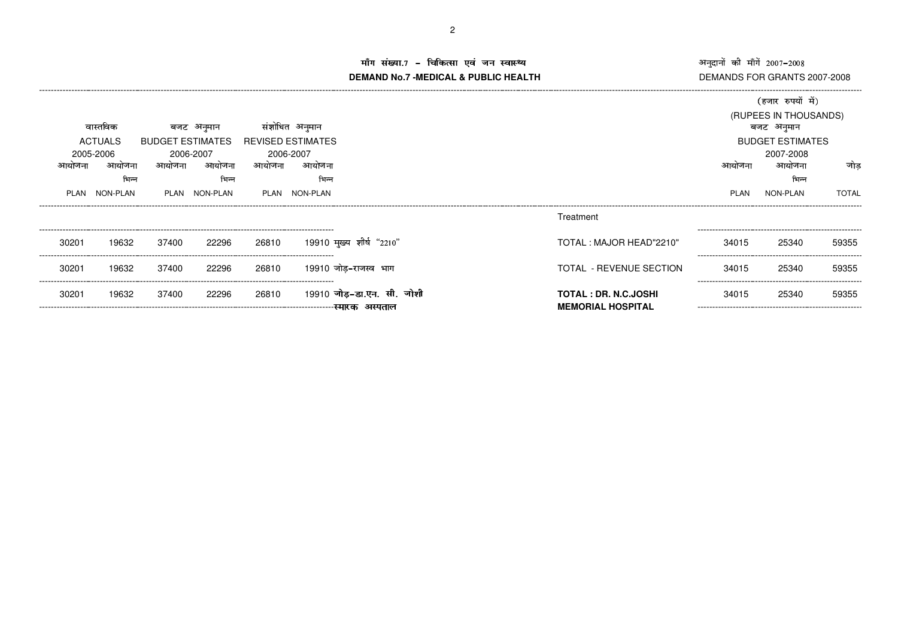# माँग संख्या.7 - चिकित्सा एवं जन स्वास्थ्य
# DEMAND No.7 -MEDICAL & PUBLIC HEALTH

अनुदानों की माँगें 2007-2008
DEMANDS FOR GRANTS 2007-2008

(हजार रुपयों में)
(RUPEES IN THOUSANDS)

| वास्तविक ACTUALS 2005-2006 | | बजट अनुमान BUDGET ESTIMATES 2006-2007 | | संशोधित अनुमान REVISED ESTIMATES 2006-2007 | | | | बजट अनुमान BUDGET ESTIMATES 2007-2008 | | |
|---|---|---|---|---|---|---|---|---|---|---|
| आयोजना PLAN | आयोजना भिन्न NON-PLAN | आयोजना PLAN | आयोजना भिन्न NON-PLAN | आयोजना PLAN | आयोजना भिन्न NON-PLAN | | | आयोजना PLAN | आयोजना भिन्न NON-PLAN | जोड़ TOTAL |
| | | | | | | | Treatment | | | |
| 30201 | 19632 | 37400 | 22296 | 26810 | 19910 | मुख्य शीर्ष "2210" | TOTAL : MAJOR HEAD"2210" | 34015 | 25340 | 59355 |
| 30201 | 19632 | 37400 | 22296 | 26810 | 19910 | जोड़-राजस्व भाग | TOTAL - REVENUE SECTION | 34015 | 25340 | 59355 |
| 30201 | 19632 | 37400 | 22296 | 26810 | 19910 | **जोड़-डा.एन. सी. जोशी स्मारक अस्पताल** | **TOTAL : DR. N.C.JOSHI MEMORIAL HOSPITAL** | 34015 | 25340 | 59355 |